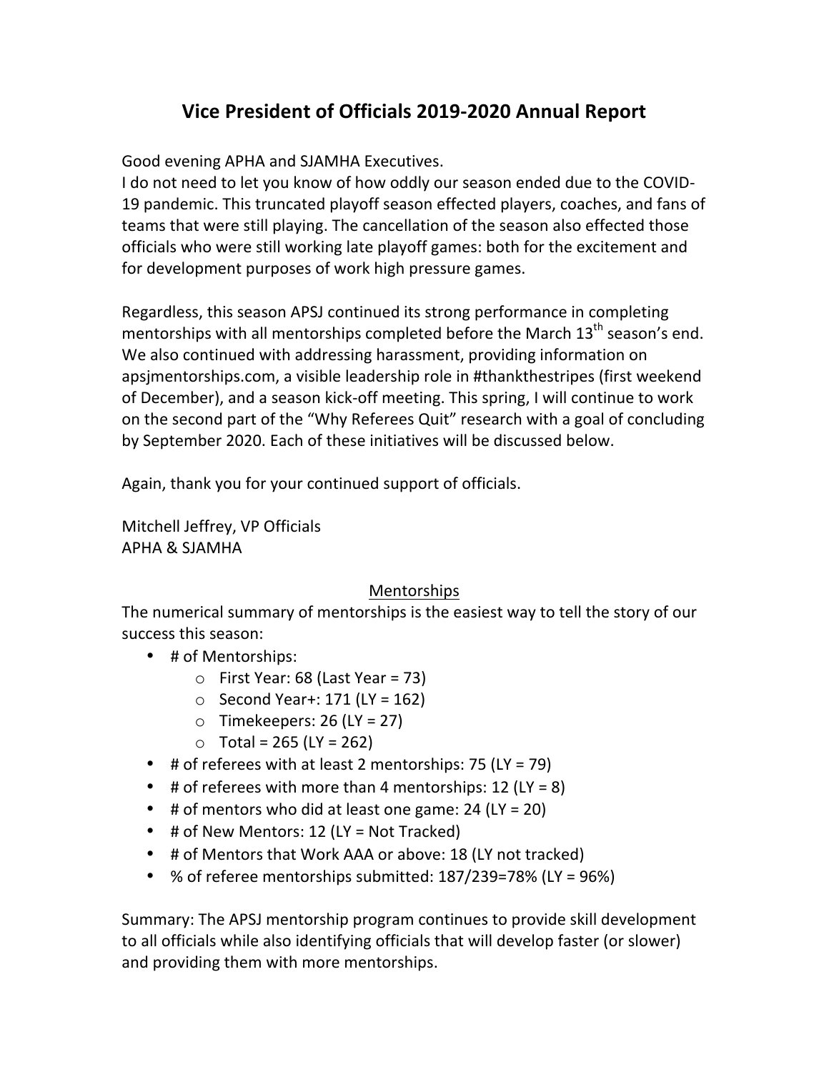# Vice President of Officials 2019-2020 Annual Report

Good evening APHA and SJAMHA Executives.
I do not need to let you know of how oddly our season ended due to the COVID-19 pandemic. This truncated playoff season effected players, coaches, and fans of teams that were still playing. The cancellation of the season also effected those officials who were still working late playoff games: both for the excitement and for development purposes of work high pressure games.

Regardless, this season APSJ continued its strong performance in completing mentorships with all mentorships completed before the March 13th season's end. We also continued with addressing harassment, providing information on apsjmentorships.com, a visible leadership role in #thankthestripes (first weekend of December), and a season kick-off meeting. This spring, I will continue to work on the second part of the "Why Referees Quit" research with a goal of concluding by September 2020. Each of these initiatives will be discussed below.

Again, thank you for your continued support of officials.

Mitchell Jeffrey, VP Officials
APHA & SJAMHA

## Mentorships

The numerical summary of mentorships is the easiest way to tell the story of our success this season:

- # of Mentorships:
  - First Year: 68 (Last Year = 73)
  - Second Year+: 171 (LY = 162)
  - Timekeepers: 26 (LY = 27)
  - Total = 265 (LY = 262)
- # of referees with at least 2 mentorships: 75 (LY = 79)
- # of referees with more than 4 mentorships: 12 (LY = 8)
- # of mentors who did at least one game: 24 (LY = 20)
- # of New Mentors: 12 (LY = Not Tracked)
- # of Mentors that Work AAA or above: 18 (LY not tracked)
- % of referee mentorships submitted: 187/239=78% (LY = 96%)

Summary: The APSJ mentorship program continues to provide skill development to all officials while also identifying officials that will develop faster (or slower) and providing them with more mentorships.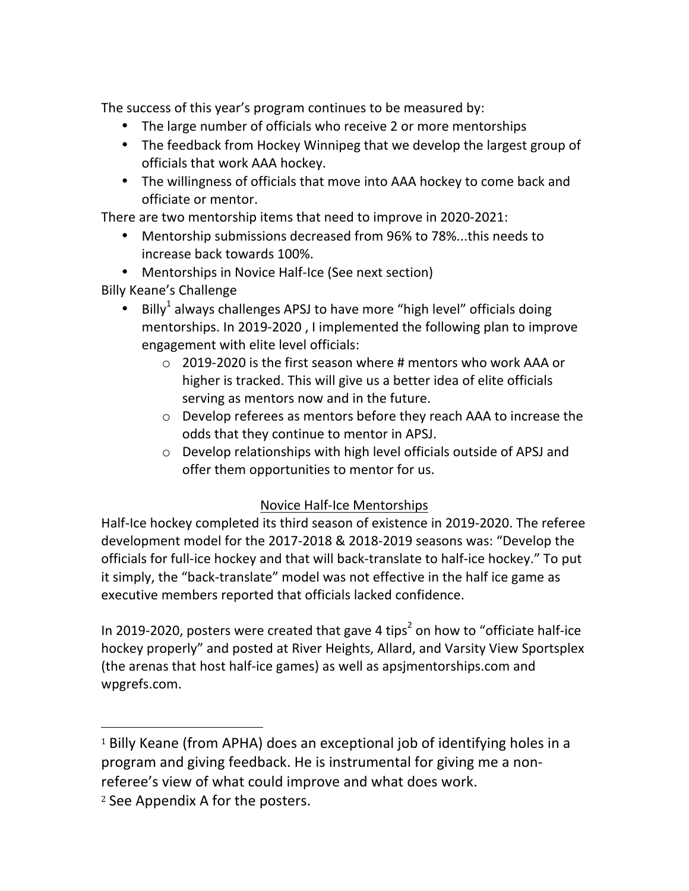The success of this year's program continues to be measured by:

- The large number of officials who receive 2 or more mentorships
- The feedback from Hockey Winnipeg that we develop the largest group of officials that work AAA hockey.
- The willingness of officials that move into AAA hockey to come back and officiate or mentor.

There are two mentorship items that need to improve in 2020-2021:

- Mentorship submissions decreased from 96% to 78%...this needs to increase back towards 100%.
- Mentorships in Novice Half-Ice (See next section)

Billy Keane's Challenge

- Billy[1] always challenges APSJ to have more "high level" officials doing mentorships. In 2019-2020 , I implemented the following plan to improve engagement with elite level officials:
    - 2019-2020 is the first season where # mentors who work AAA or higher is tracked. This will give us a better idea of elite officials serving as mentors now and in the future.
    - Develop referees as mentors before they reach AAA to increase the odds that they continue to mentor in APSJ.
    - Develop relationships with high level officials outside of APSJ and offer them opportunities to mentor for us.

<u>Novice Half-Ice Mentorships</u>

Half-Ice hockey completed its third season of existence in 2019-2020. The referee development model for the 2017-2018 & 2018-2019 seasons was: "Develop the officials for full-ice hockey and that will back-translate to half-ice hockey." To put it simply, the "back-translate" model was not effective in the half ice game as executive members reported that officials lacked confidence.

In 2019-2020, posters were created that gave 4 tips[2] on how to "officiate half-ice hockey properly" and posted at River Heights, Allard, and Varsity View Sportsplex (the arenas that host half-ice games) as well as apsjmentorships.com and wpgrefs.com.

---

[1] Billy Keane (from APHA) does an exceptional job of identifying holes in a program and giving feedback. He is instrumental for giving me a non-referee's view of what could improve and what does work.

[2] See Appendix A for the posters.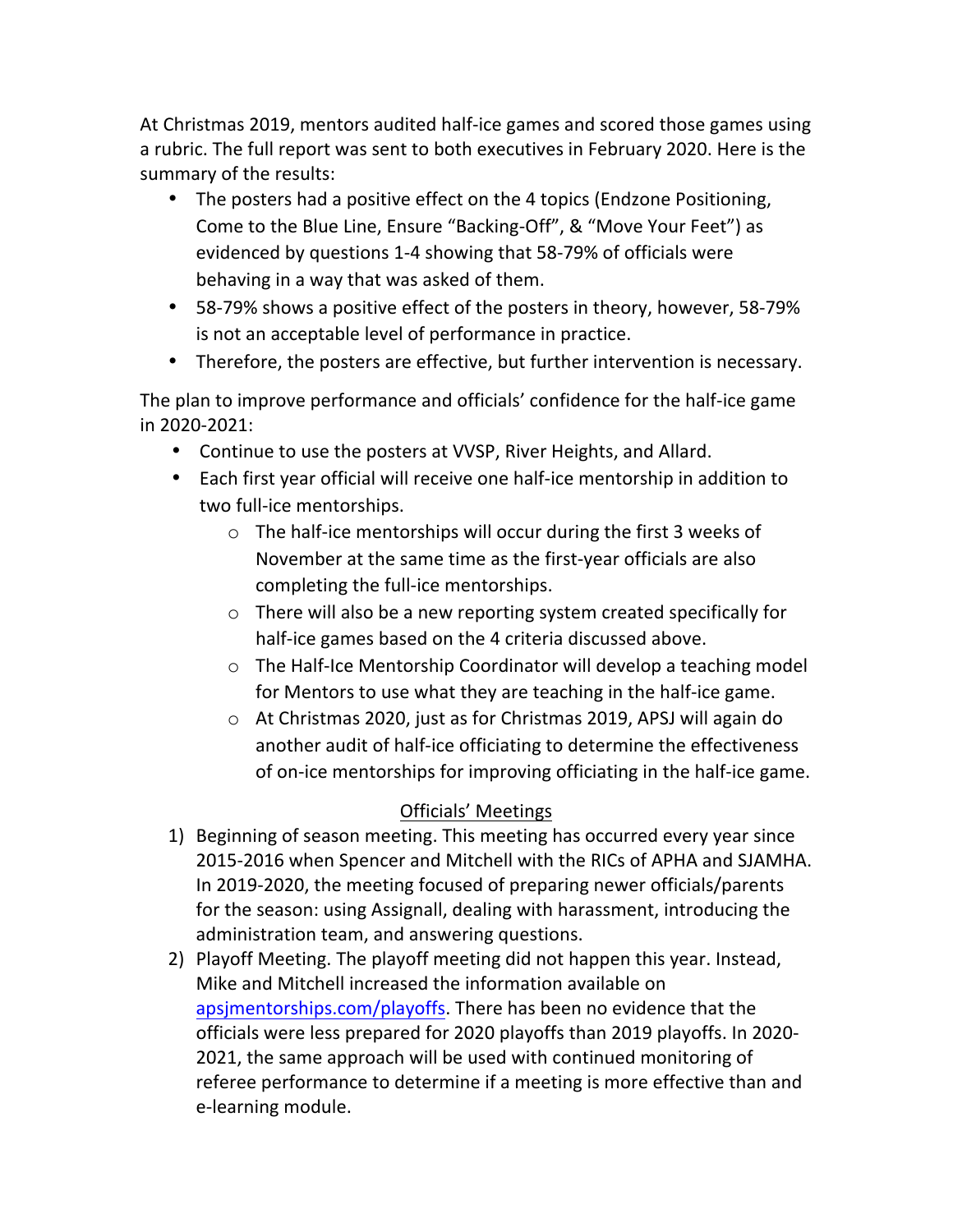At Christmas 2019, mentors audited half-ice games and scored those games using a rubric. The full report was sent to both executives in February 2020. Here is the summary of the results:

- The posters had a positive effect on the 4 topics (Endzone Positioning, Come to the Blue Line, Ensure "Backing-Off", & "Move Your Feet") as evidenced by questions 1-4 showing that 58-79% of officials were behaving in a way that was asked of them.
- 58-79% shows a positive effect of the posters in theory, however, 58-79% is not an acceptable level of performance in practice.
- Therefore, the posters are effective, but further intervention is necessary.

The plan to improve performance and officials' confidence for the half-ice game in 2020-2021:

- Continue to use the posters at VVSP, River Heights, and Allard.
- Each first year official will receive one half-ice mentorship in addition to two full-ice mentorships.
  - The half-ice mentorships will occur during the first 3 weeks of November at the same time as the first-year officials are also completing the full-ice mentorships.
  - There will also be a new reporting system created specifically for half-ice games based on the 4 criteria discussed above.
  - The Half-Ice Mentorship Coordinator will develop a teaching model for Mentors to use what they are teaching in the half-ice game.
  - At Christmas 2020, just as for Christmas 2019, APSJ will again do another audit of half-ice officiating to determine the effectiveness of on-ice mentorships for improving officiating in the half-ice game.

## Officials' Meetings

1) Beginning of season meeting. This meeting has occurred every year since 2015-2016 when Spencer and Mitchell with the RICs of APHA and SJAMHA. In 2019-2020, the meeting focused of preparing newer officials/parents for the season: using Assignall, dealing with harassment, introducing the administration team, and answering questions.
2) Playoff Meeting. The playoff meeting did not happen this year. Instead, Mike and Mitchell increased the information available on apsjmentorships.com/playoffs. There has been no evidence that the officials were less prepared for 2020 playoffs than 2019 playoffs. In 2020-2021, the same approach will be used with continued monitoring of referee performance to determine if a meeting is more effective than and e-learning module.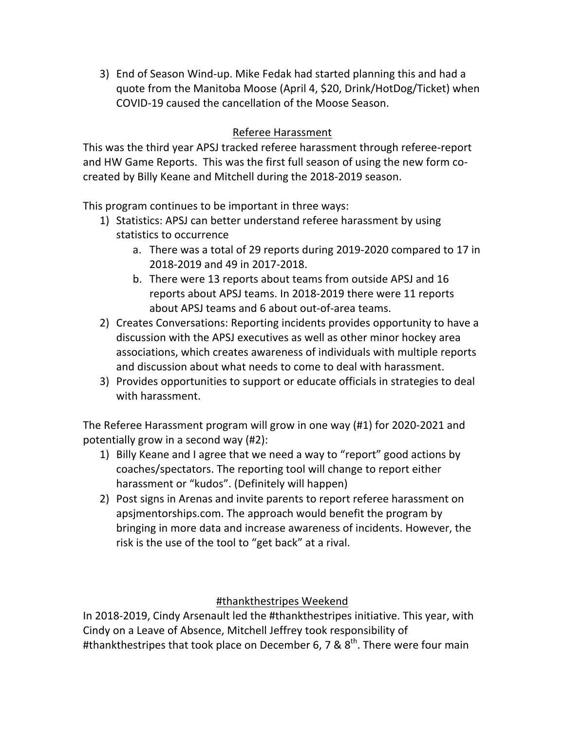3) End of Season Wind-up. Mike Fedak had started planning this and had a quote from the Manitoba Moose (April 4, $20, Drink/HotDog/Ticket) when COVID-19 caused the cancellation of the Moose Season.

## Referee Harassment

This was the third year APSJ tracked referee harassment through referee-report and HW Game Reports. This was the first full season of using the new form co-created by Billy Keane and Mitchell during the 2018-2019 season.

This program continues to be important in three ways:

1) Statistics: APSJ can better understand referee harassment by using statistics to occurrence
    a. There was a total of 29 reports during 2019-2020 compared to 17 in 2018-2019 and 49 in 2017-2018.
    b. There were 13 reports about teams from outside APSJ and 16 reports about APSJ teams. In 2018-2019 there were 11 reports about APSJ teams and 6 about out-of-area teams.
2) Creates Conversations: Reporting incidents provides opportunity to have a discussion with the APSJ executives as well as other minor hockey area associations, which creates awareness of individuals with multiple reports and discussion about what needs to come to deal with harassment.
3) Provides opportunities to support or educate officials in strategies to deal with harassment.

The Referee Harassment program will grow in one way (#1) for 2020-2021 and potentially grow in a second way (#2):

1) Billy Keane and I agree that we need a way to "report" good actions by coaches/spectators. The reporting tool will change to report either harassment or "kudos". (Definitely will happen)
2) Post signs in Arenas and invite parents to report referee harassment on apsjmentorships.com. The approach would benefit the program by bringing in more data and increase awareness of incidents. However, the risk is the use of the tool to "get back" at a rival.

## #thankthestripes Weekend

In 2018-2019, Cindy Arsenault led the #thankthestripes initiative. This year, with Cindy on a Leave of Absence, Mitchell Jeffrey took responsibility of #thankthestripes that took place on December 6, 7 & 8th. There were four main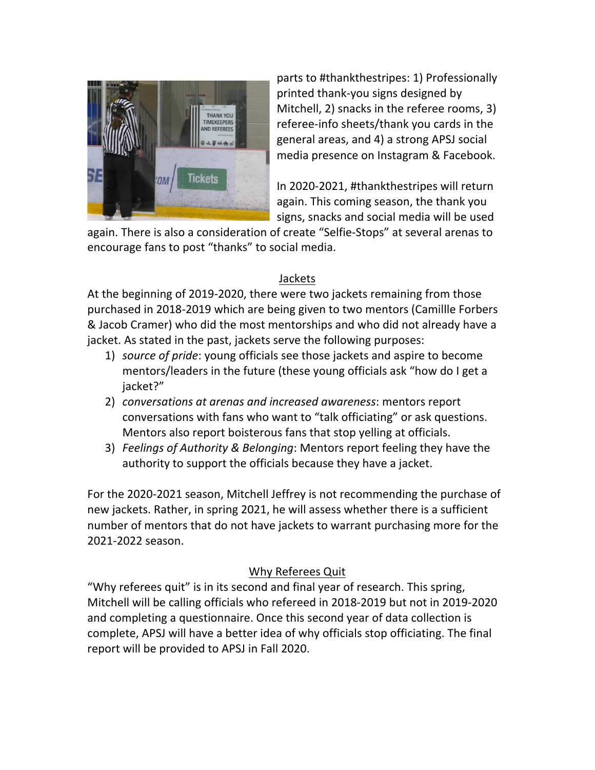parts to #thankthestripes: 1) Professionally printed thank-you signs designed by Mitchell, 2) snacks in the referee rooms, 3) referee-info sheets/thank you cards in the general areas, and 4) a strong APSJ social media presence on Instagram & Facebook.

In 2020-2021, #thankthestripes will return again. This coming season, the thank you signs, snacks and social media will be used again. There is also a consideration of create "Selfie-Stops" at several arenas to encourage fans to post "thanks" to social media.

## Jackets

At the beginning of 2019-2020, there were two jackets remaining from those purchased in 2018-2019 which are being given to two mentors (Camillle Forbers & Jacob Cramer) who did the most mentorships and who did not already have a jacket. As stated in the past, jackets serve the following purposes:

1) *source of pride*: young officials see those jackets and aspire to become mentors/leaders in the future (these young officials ask "how do I get a jacket?"
2) *conversations at arenas and increased awareness*: mentors report conversations with fans who want to "talk officiating" or ask questions. Mentors also report boisterous fans that stop yelling at officials.
3) *Feelings of Authority & Belonging*: Mentors report feeling they have the authority to support the officials because they have a jacket.

For the 2020-2021 season, Mitchell Jeffrey is not recommending the purchase of new jackets. Rather, in spring 2021, he will assess whether there is a sufficient number of mentors that do not have jackets to warrant purchasing more for the 2021-2022 season.

## Why Referees Quit

"Why referees quit" is in its second and final year of research. This spring, Mitchell will be calling officials who refereed in 2018-2019 but not in 2019-2020 and completing a questionnaire. Once this second year of data collection is complete, APSJ will have a better idea of why officials stop officiating. The final report will be provided to APSJ in Fall 2020.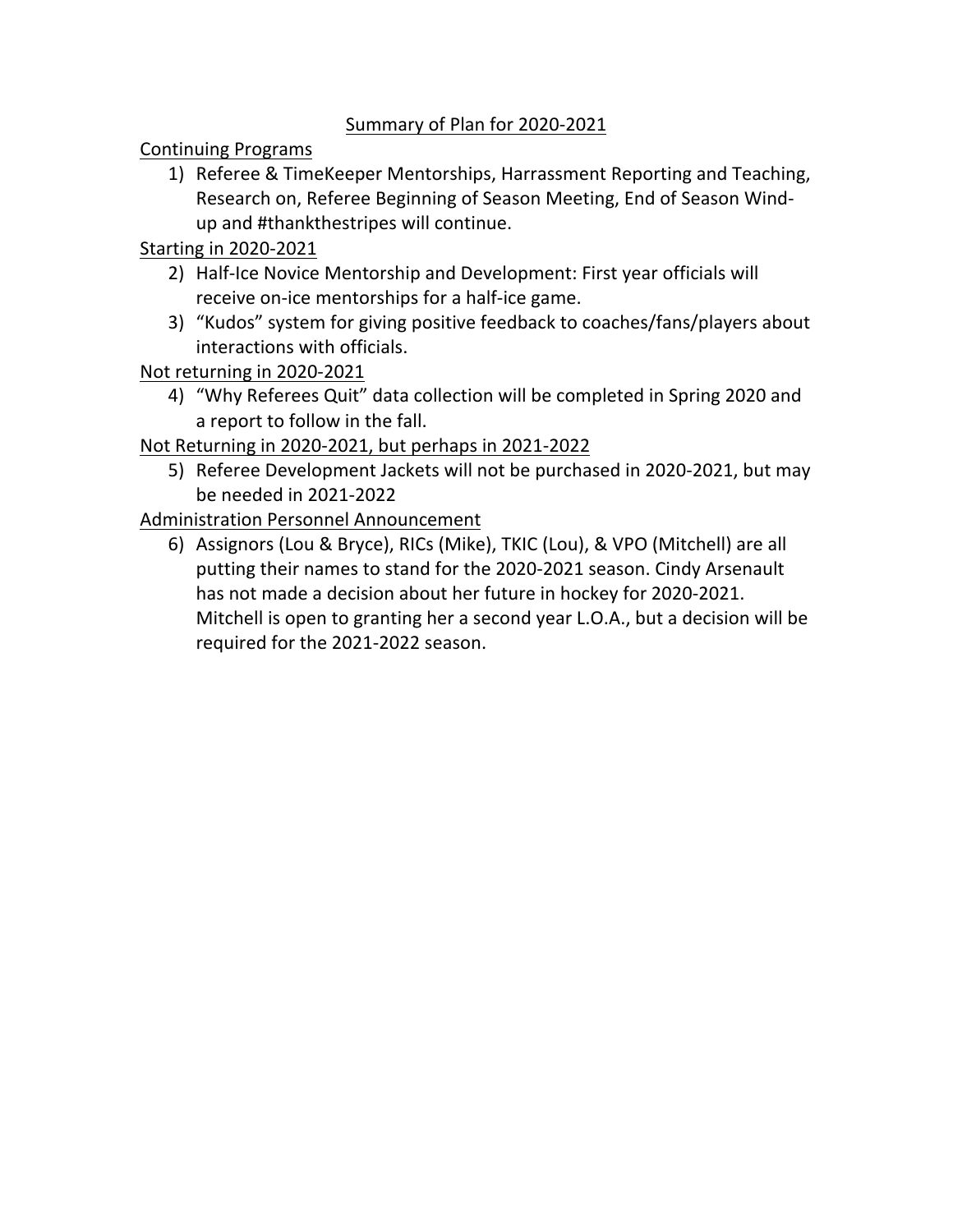## Summary of Plan for 2020-2021

Continuing Programs

1) Referee & TimeKeeper Mentorships, Harrassment Reporting and Teaching, Research on, Referee Beginning of Season Meeting, End of Season Wind-up and #thankthestripes will continue.

Starting in 2020-2021

2) Half-Ice Novice Mentorship and Development: First year officials will receive on-ice mentorships for a half-ice game.
3) "Kudos" system for giving positive feedback to coaches/fans/players about interactions with officials.

Not returning in 2020-2021

4) "Why Referees Quit" data collection will be completed in Spring 2020 and a report to follow in the fall.

Not Returning in 2020-2021, but perhaps in 2021-2022

5) Referee Development Jackets will not be purchased in 2020-2021, but may be needed in 2021-2022

Administration Personnel Announcement

6) Assignors (Lou & Bryce), RICs (Mike), TKIC (Lou), & VPO (Mitchell) are all putting their names to stand for the 2020-2021 season. Cindy Arsenault has not made a decision about her future in hockey for 2020-2021. Mitchell is open to granting her a second year L.O.A., but a decision will be required for the 2021-2022 season.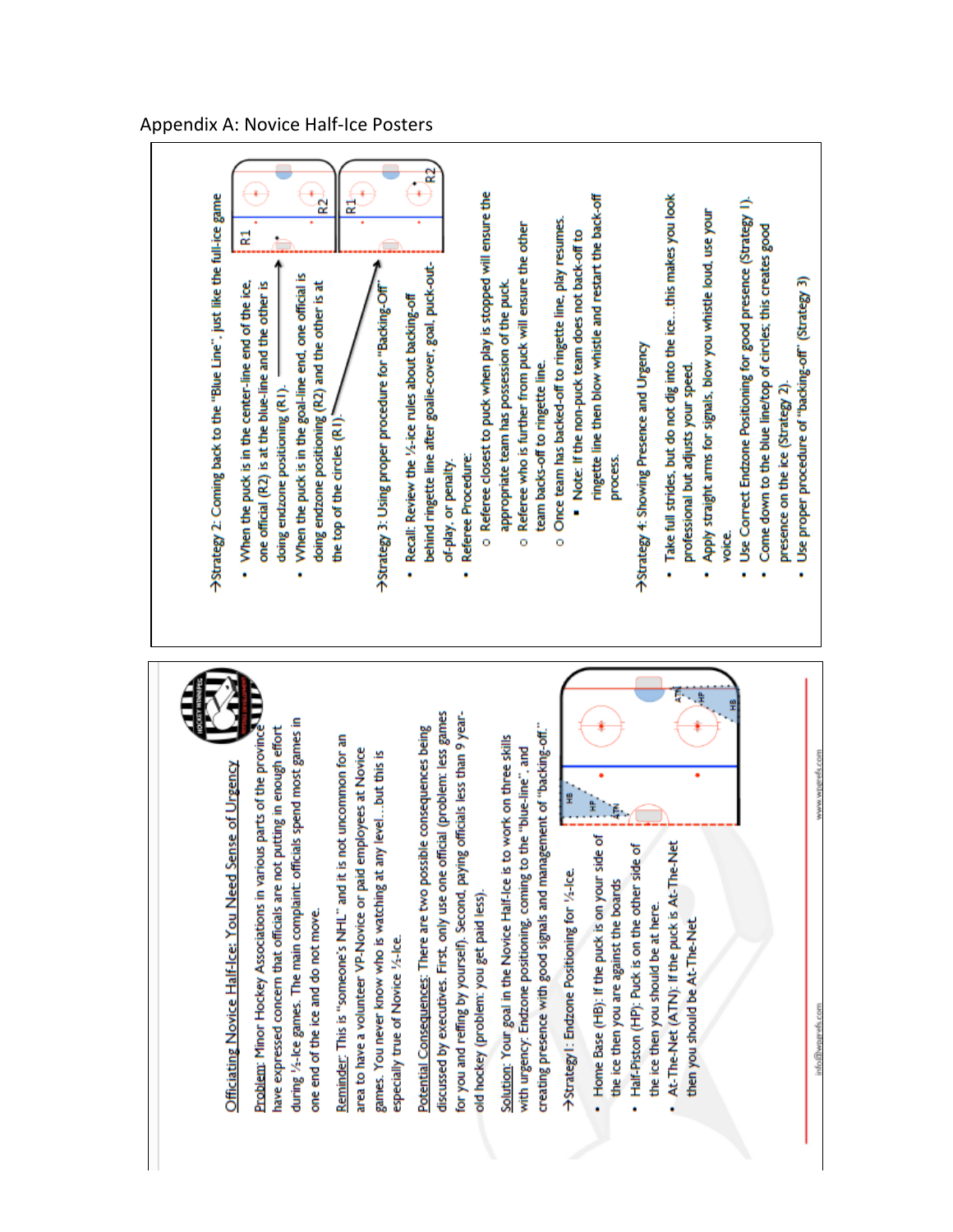Appendix A: Novice Half-Ice Posters

**Officiating Novice Half-Ice: You Need Sense of Urgency**

Problem: Minor Hockey Associations in various parts of the province have expressed concern that officials are not putting in enough effort during ½-ice games. The main complaint: officials spend most games in one end of the ice and do not move.

Reminder: This is "someone's NHL" and it is not uncommon for an area to have a volunteer VP-Novice or paid employees at Novice games. You never know who is watching at any level…but this is especially true of Novice ½-ice.

Potential Consequences: There are two possible consequences being discussed by executives. First, only use one official (problem: less games for you and reffing by yourself). Second, paying officials less than 9 year-old hockey (problem: you get paid less).

Solution: Your goal in the Novice Half-Ice is to work on three skills with urgency: Endzone positioning, coming to the "blue-line", and creating presence with good signals and management of "backing-off."

→Strategy 1: Endzone Positioning for ½-Ice.

- Home Base (HB): If the puck is on your side of the ice then you are against the boards
- Half-Piston (HP): Puck is on the other side of the ice then you should be at here.
- At-The-Net (ATN): If the puck is At-The-Net then you should be At-The-Net

HB
HP
ATN
ATN
HP
HB

info@wpgrefs.com
www.wpgrefs.com

→Strategy 2: Coming back to the "Blue Line", just like the full-ice game

- When the puck is in the center-line end of the ice, one official (R2) is at the blue-line and the other is doing endzone positioning (R1).
- When the puck is in the goal-line end, one official is doing endzone positioning (R2) and the other is at the top of the circles (R1).

R1
R2
R1
R2

→Strategy 3: Using proper procedure for "Backing-Off"

- Recall: Review the ½-ice rules about backing-off behind ringette line after goalie-cover, goal, puck-out-of-play, or penalty.
- Referee Procedure:
  - Referee closest to puck when play is stopped will ensure the appropriate team has possession of the puck.
  - Referee who is further from puck will ensure the other team backs-off to ringette line.
  - Once team has backed-off to ringette line, play resumes.
    - Note: If the non-puck team does not back-off to ringette line then blow whistle and restart the back-off process.

→Strategy 4: Showing Presence and Urgency

- Take full strides, but do not dig into the ice…this makes you look professional but adjusts your speed.
- Apply straight arms for signals, blow you whistle loud, use your voice.
- Use Correct Endzone Positioning for good presence (Strategy 1).
- Come down to the blue line/top of circles; this creates good presence on the ice (Strategy 2).
- Use proper procedure of "backing-off" (Strategy 3)